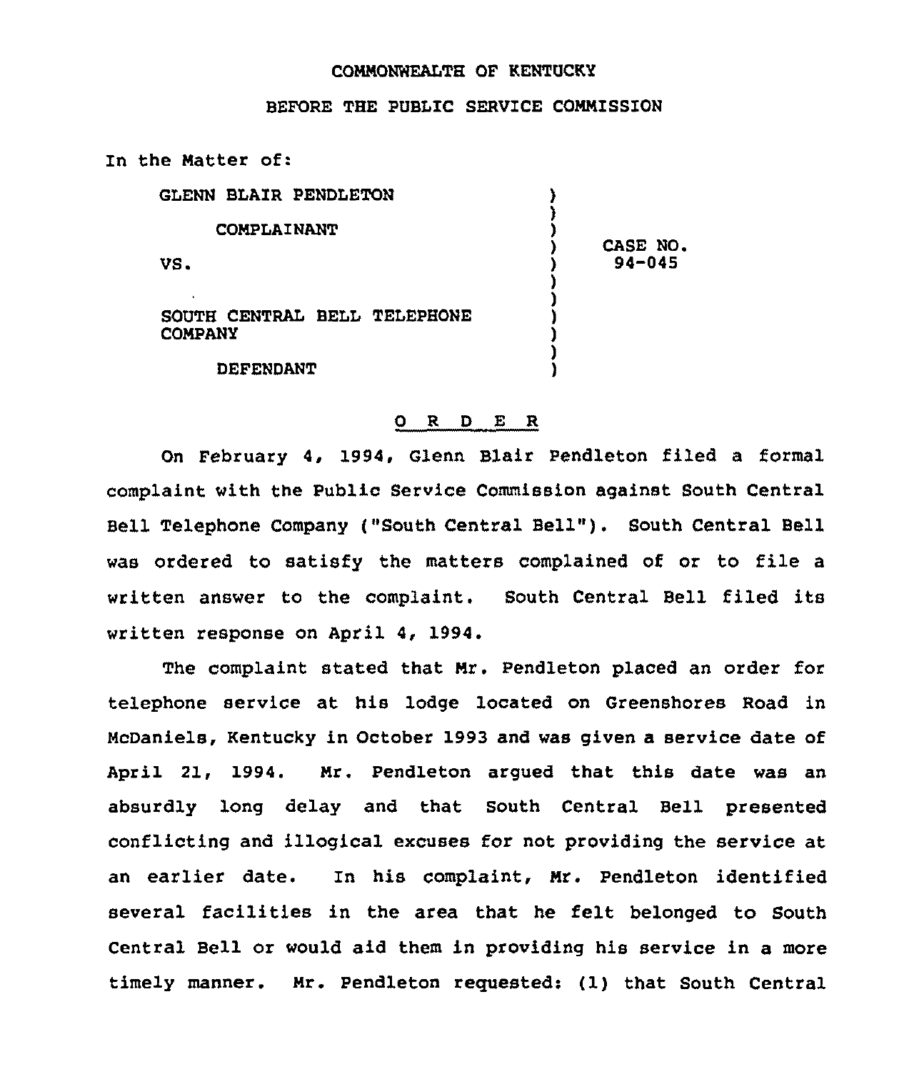COMMONWEALTH OF KENTUCKY

BEFORE THE PUBLIC SERVICE COMMISSION

In the Matter of:

| | | |
|---|---|---|
| GLENN BLAIR PENDLETON<br><br>COMPLAINANT<br><br>VS.<br><br>SOUTH CENTRAL BELL TELEPHONE COMPANY<br><br>DEFENDANT | ) | CASE NO. 94-045 |

# O R D E R

On February 4, 1994, Glenn Blair Pendleton filed a formal complaint with the Public Service Commission against South Central Bell Telephone Company ("South Central Bell"). South Central Bell was ordered to satisfy the matters complained of or to file a written answer to the complaint. South Central Bell filed its written response on April 4, 1994.

The complaint stated that Mr. Pendleton placed an order for telephone service at his lodge located on Greenshores Road in McDaniels, Kentucky in October 1993 and was given a service date of April 21, 1994. Mr. Pendleton argued that this date was an absurdly long delay and that South Central Bell presented conflicting and illogical excuses for not providing the service at an earlier date. In his complaint, Mr. Pendleton identified several facilities in the area that he felt belonged to South Central Bell or would aid them in providing his service in a more timely manner. Mr. Pendleton requested: (1) that South Central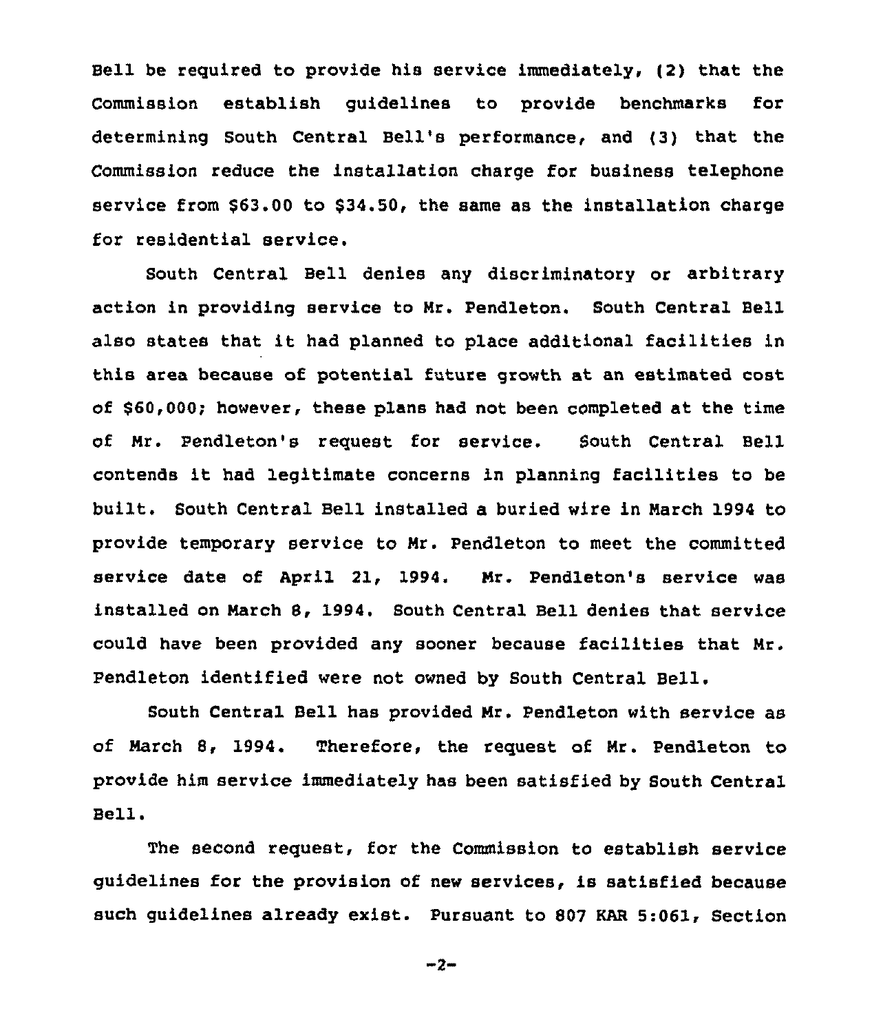Bell be required to provide his service immediately, (2) that the Commission establish guidelines to provide benchmarks for determining South Central Bell's performance, and (3) that the Commission reduce the installation charge for business telephone service from $63.00 to $34.50, the same as the installation charge for residential service.

South Central Bell denies any discriminatory or arbitrary action in providing service to Mr. Pendleton. South Central Bell also states that it had planned to place additional facilities in this area because of potential future growth at an estimated cost of $60,000; however, these plans had not been completed at the time of Mr. Pendleton's request for service. South Central Bell contends it had legitimate concerns in planning facilities to be built. South Central Bell installed a buried wire in March 1994 to provide temporary service to Mr. Pendleton to meet the committed service date of April 21, 1994. Mr. Pendleton's service was installed on March 8, 1994. South Central Bell denies that service could have been provided any sooner because facilities that Mr. Pendleton identified were not owned by South Central Bell.

South Central Bell has provided Mr. Pendleton with service as of March 8, 1994. Therefore, the request of Mr. Pendleton to provide him service immediately has been satisfied by South Central Bell.

The second request, for the Commission to establish service guidelines for the provision of new services, is satisfied because such guidelines already exist. Pursuant to 807 KAR 5:061, Section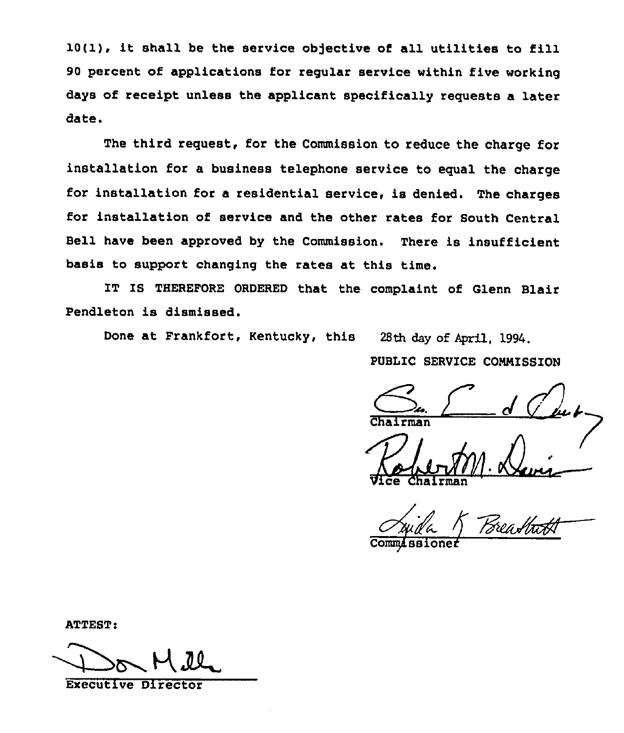10(1), it shall be the service objective of all utilities to fill 90 percent of applications for regular service within five working days of receipt unless the applicant specifically requests a later date.

The third request, for the Commission to reduce the charge for installation for a business telephone service to equal the charge for installation for a residential service, is denied. The charges for installation of service and the other rates for South Central Bell have been approved by the Commission. There is insufficient basis to support changing the rates at this time.

IT IS THEREFORE ORDERED that the complaint of Glenn Blair Pendleton is dismissed.

Done at Frankfort, Kentucky, this 28th day of April, 1994.

PUBLIC SERVICE COMMISSION

Chairman

Vice Chairman

Commissioner

ATTEST:

Executive Director